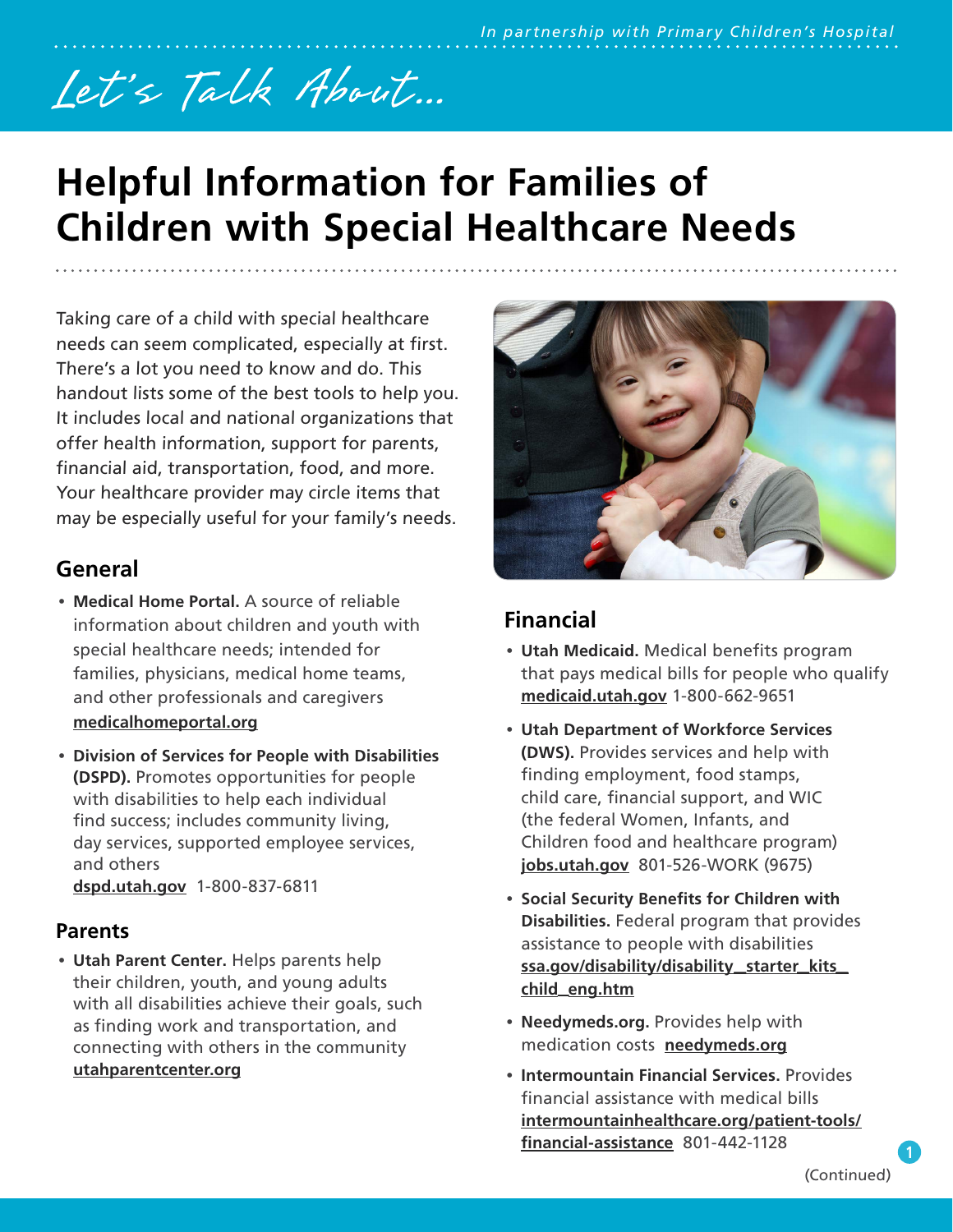*In partnership with Primary Children's Hospital*

*Let's Talk About...*

# Helpful Information for Families of Children with Special Healthcare Needs

Taking care of a child with special healthcare needs can seem complicated, especially at first. There's a lot you need to know and do. This handout lists some of the best tools to help you. It includes local and national organizations that offer health information, support for parents, financial aid, transportation, food, and more. Your healthcare provider may circle items that may be especially useful for your family's needs.

## General

- **Medical Home Portal.** A source of reliable information about children and youth with special healthcare needs; intended for families, physicians, medical home teams, and other professionals and caregivers
  **medicalhomeportal.org**
- **Division of Services for People with Disabilities (DSPD).** Promotes opportunities for people with disabilities to help each individual find success; includes community living, day services, supported employee services, and others
  **dspd.utah.gov** 1-800-837-6811

## Parents

- **Utah Parent Center.** Helps parents help their children, youth, and young adults with all disabilities achieve their goals, such as finding work and transportation, and connecting with others in the community
  **utahparentcenter.org**

## Financial

- **Utah Medicaid.** Medical benefits program that pays medical bills for people who qualify
  **medicaid.utah.gov** 1-800-662-9651
- **Utah Department of Workforce Services (DWS).** Provides services and help with finding employment, food stamps, child care, financial support, and WIC (the federal Women, Infants, and Children food and healthcare program)
  **jobs.utah.gov** 801-526-WORK (9675)
- **Social Security Benefits for Children with Disabilities.** Federal program that provides assistance to people with disabilities
  **ssa.gov/disability/disability_starter_kits_child_eng.htm**
- **Needymeds.org.** Provides help with medication costs **needymeds.org**
- **Intermountain Financial Services.** Provides financial assistance with medical bills
  **intermountainhealthcare.org/patient-tools/financial-assistance** 801-442-1128

(Continued)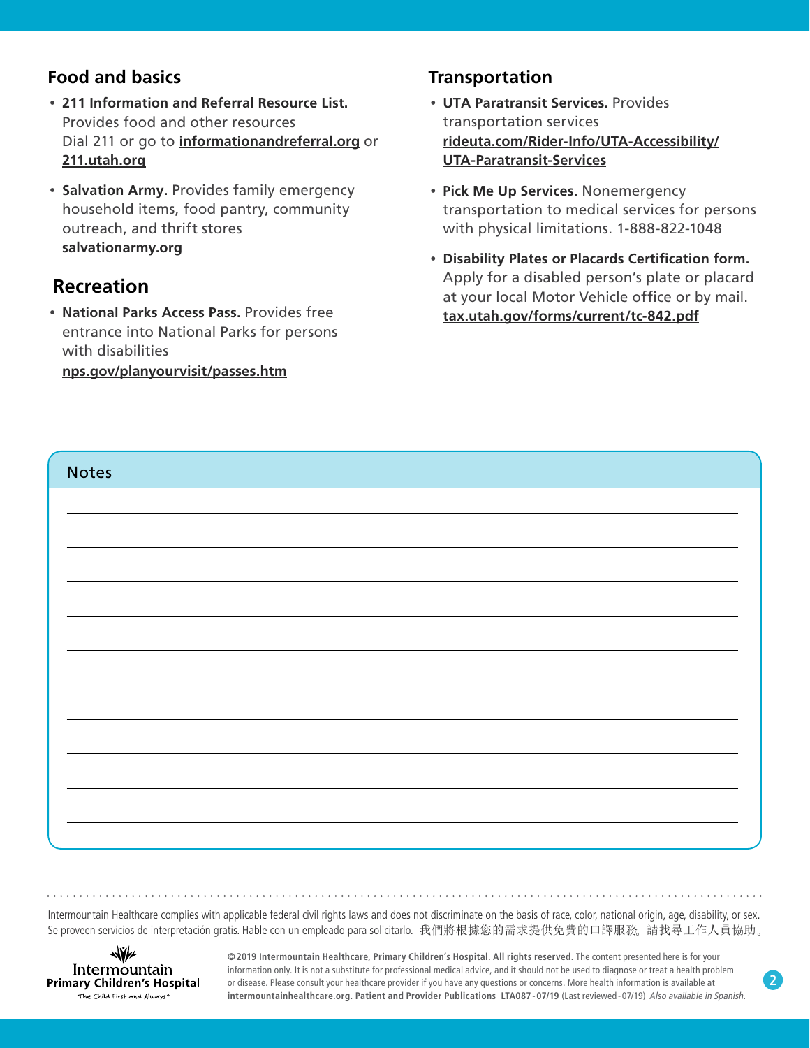## Food and basics

- **211 Information and Referral Resource List.** Provides food and other resources Dial 211 or go to **informationandreferral.org** or **211.utah.org**
- **Salvation Army.** Provides family emergency household items, food pantry, community outreach, and thrift stores **salvationarmy.org**

## Recreation

- **National Parks Access Pass.** Provides free entrance into National Parks for persons with disabilities **nps.gov/planyourvisit/passes.htm**

## Transportation

- **UTA Paratransit Services.** Provides transportation services **rideuta.com/Rider-Info/UTA-Accessibility/UTA-Paratransit-Services**
- **Pick Me Up Services.** Nonemergency transportation to medical services for persons with physical limitations. 1-888-822-1048
- **Disability Plates or Placards Certification form.** Apply for a disabled person's plate or placard at your local Motor Vehicle office or by mail. **tax.utah.gov/forms/current/tc-842.pdf**

Notes

Intermountain Healthcare complies with applicable federal civil rights laws and does not discriminate on the basis of race, color, national origin, age, disability, or sex. Se proveen servicios de interpretación gratis. Hable con un empleado para solicitarlo. 我們將根據您的需求提供免費的口譯服務。請找尋工作人員協助。

Intermountain Primary Children's Hospital
The Child First and Always®

**© 2019 Intermountain Healthcare, Primary Children's Hospital. All rights reserved.** The content presented here is for your information only. It is not a substitute for professional medical advice, and it should not be used to diagnose or treat a health problem or disease. Please consult your healthcare provider if you have any questions or concerns. More health information is available at **intermountainhealthcare.org. Patient and Provider Publications LTA087 - 07/19** (Last reviewed - 07/19) *Also available in Spanish.*